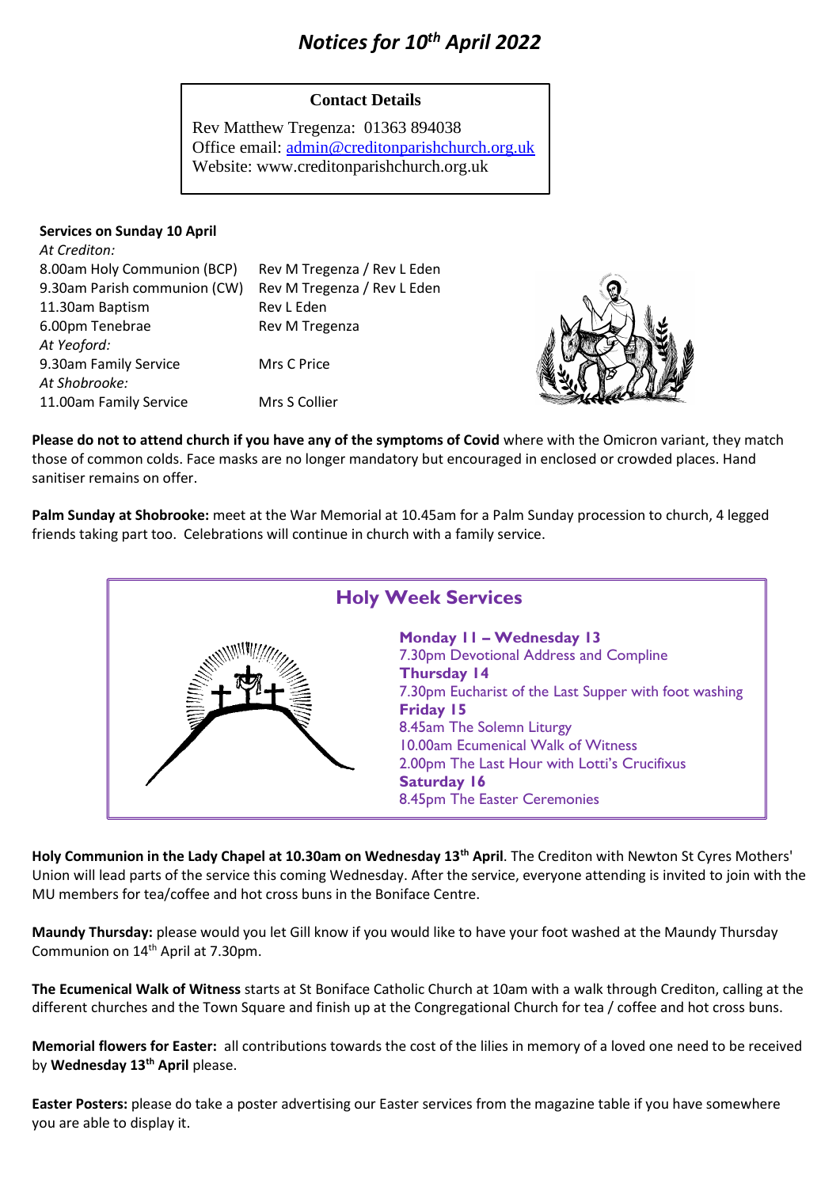// No images detected, so no image_ref tags.
# *Notices for 10th April 2022*

**Contact Details**

Rev Matthew Tregenza: 01363 894038
Office email: admin@creditonparishchurch.org.uk
Website: www.creditonparishchurch.org.uk

**Services on Sunday 10 April**

*At Crediton:*

| | |
|---|---|
| 8.00am Holy Communion (BCP) | Rev M Tregenza / Rev L Eden |
| 9.30am Parish communion (CW) | Rev M Tregenza / Rev L Eden |
| 11.30am Baptism | Rev L Eden |
| 6.00pm Tenebrae | Rev M Tregenza |
| *At Yeoford:* | |
| 9.30am Family Service | Mrs C Price |
| *At Shobrooke:* | |
| 11.00am Family Service | Mrs S Collier |

**Please do not to attend church if you have any of the symptoms of Covid** where with the Omicron variant, they match those of common colds. Face masks are no longer mandatory but encouraged in enclosed or crowded places. Hand sanitiser remains on offer.

**Palm Sunday at Shobrooke:** meet at the War Memorial at 10.45am for a Palm Sunday procession to church, 4 legged friends taking part too. Celebrations will continue in church with a family service.

## Holy Week Services

**Monday 11 – Wednesday 13**
7.30pm Devotional Address and Compline
**Thursday 14**
7.30pm Eucharist of the Last Supper with foot washing
**Friday 15**
8.45am The Solemn Liturgy
10.00am Ecumenical Walk of Witness
2.00pm The Last Hour with Lotti's Crucifixus
**Saturday 16**
8.45pm The Easter Ceremonies

**Holy Communion in the Lady Chapel at 10.30am on Wednesday 13th April**. The Crediton with Newton St Cyres Mothers' Union will lead parts of the service this coming Wednesday. After the service, everyone attending is invited to join with the MU members for tea/coffee and hot cross buns in the Boniface Centre.

**Maundy Thursday:** please would you let Gill know if you would like to have your foot washed at the Maundy Thursday Communion on 14th April at 7.30pm.

**The Ecumenical Walk of Witness** starts at St Boniface Catholic Church at 10am with a walk through Crediton, calling at the different churches and the Town Square and finish up at the Congregational Church for tea / coffee and hot cross buns.

**Memorial flowers for Easter:** all contributions towards the cost of the lilies in memory of a loved one need to be received by **Wednesday 13th April** please.

**Easter Posters:** please do take a poster advertising our Easter services from the magazine table if you have somewhere you are able to display it.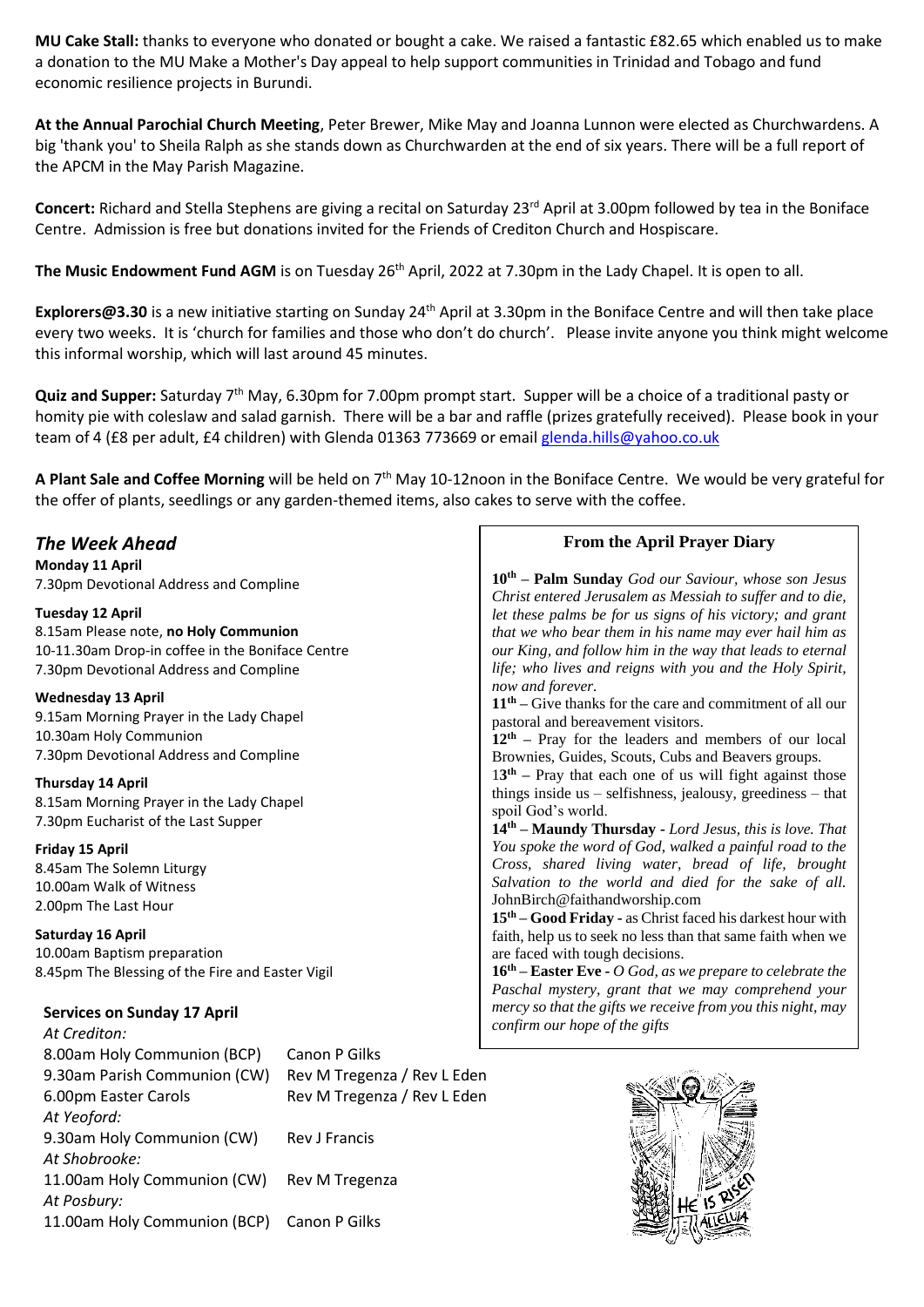**MU Cake Stall:** thanks to everyone who donated or bought a cake. We raised a fantastic £82.65 which enabled us to make a donation to the MU Make a Mother's Day appeal to help support communities in Trinidad and Tobago and fund economic resilience projects in Burundi.

**At the Annual Parochial Church Meeting**, Peter Brewer, Mike May and Joanna Lunnon were elected as Churchwardens. A big 'thank you' to Sheila Ralph as she stands down as Churchwarden at the end of six years. There will be a full report of the APCM in the May Parish Magazine.

**Concert:** Richard and Stella Stephens are giving a recital on Saturday 23rd April at 3.00pm followed by tea in the Boniface Centre. Admission is free but donations invited for the Friends of Crediton Church and Hospiscare.

**The Music Endowment Fund AGM** is on Tuesday 26th April, 2022 at 7.30pm in the Lady Chapel. It is open to all.

**Explorers@3.30** is a new initiative starting on Sunday 24th April at 3.30pm in the Boniface Centre and will then take place every two weeks. It is 'church for families and those who don't do church'. Please invite anyone you think might welcome this informal worship, which will last around 45 minutes.

**Quiz and Supper:** Saturday 7th May, 6.30pm for 7.00pm prompt start. Supper will be a choice of a traditional pasty or homity pie with coleslaw and salad garnish. There will be a bar and raffle (prizes gratefully received). Please book in your team of 4 (£8 per adult, £4 children) with Glenda 01363 773669 or email glenda.hills@yahoo.co.uk

**A Plant Sale and Coffee Morning** will be held on 7th May 10-12noon in the Boniface Centre. We would be very grateful for the offer of plants, seedlings or any garden-themed items, also cakes to serve with the coffee.

## *The Week Ahead*

**Monday 11 April**
7.30pm Devotional Address and Compline

**Tuesday 12 April**
8.15am Please note, **no Holy Communion**
10-11.30am Drop-in coffee in the Boniface Centre
7.30pm Devotional Address and Compline

**Wednesday 13 April**
9.15am Morning Prayer in the Lady Chapel
10.30am Holy Communion
7.30pm Devotional Address and Compline

**Thursday 14 April**
8.15am Morning Prayer in the Lady Chapel
7.30pm Eucharist of the Last Supper

**Friday 15 April**
8.45am The Solemn Liturgy
10.00am Walk of Witness
2.00pm The Last Hour

**Saturday 16 April**
10.00am Baptism preparation
8.45pm The Blessing of the Fire and Easter Vigil

### Services on Sunday 17 April

| | |
|---|---|
| *At Crediton:* | |
| 8.00am Holy Communion (BCP) | Canon P Gilks |
| 9.30am Parish Communion (CW) | Rev M Tregenza / Rev L Eden |
| 6.00pm Easter Carols | Rev M Tregenza / Rev L Eden |
| *At Yeoford:* | |
| 9.30am Holy Communion (CW) | Rev J Francis |
| *At Shobrooke:* | |
| 11.00am Holy Communion (CW) | Rev M Tregenza |
| *At Posbury:* | |
| 11.00am Holy Communion (BCP) | Canon P Gilks |

### From the April Prayer Diary

**10th – Palm Sunday** *God our Saviour, whose son Jesus Christ entered Jerusalem as Messiah to suffer and to die, let these palms be for us signs of his victory; and grant that we who bear them in his name may ever hail him as our King, and follow him in the way that leads to eternal life; who lives and reigns with you and the Holy Spirit, now and forever.*

**11th –** Give thanks for the care and commitment of all our pastoral and bereavement visitors.

**12th –** Pray for the leaders and members of our local Brownies, Guides, Scouts, Cubs and Beavers groups.

**13th –** Pray that each one of us will fight against those things inside us – selfishness, jealousy, greediness – that spoil God's world.

**14th – Maundy Thursday -** *Lord Jesus, this is love. That You spoke the word of God, walked a painful road to the Cross, shared living water, bread of life, brought Salvation to the world and died for the sake of all.* JohnBirch@faithandworship.com

**15th – Good Friday -** as Christ faced his darkest hour with faith, help us to seek no less than that same faith when we are faced with tough decisions.

**16th – Easter Eve -** *O God, as we prepare to celebrate the Paschal mystery, grant that we may comprehend your mercy so that the gifts we receive from you this night, may confirm our hope of the gifts*